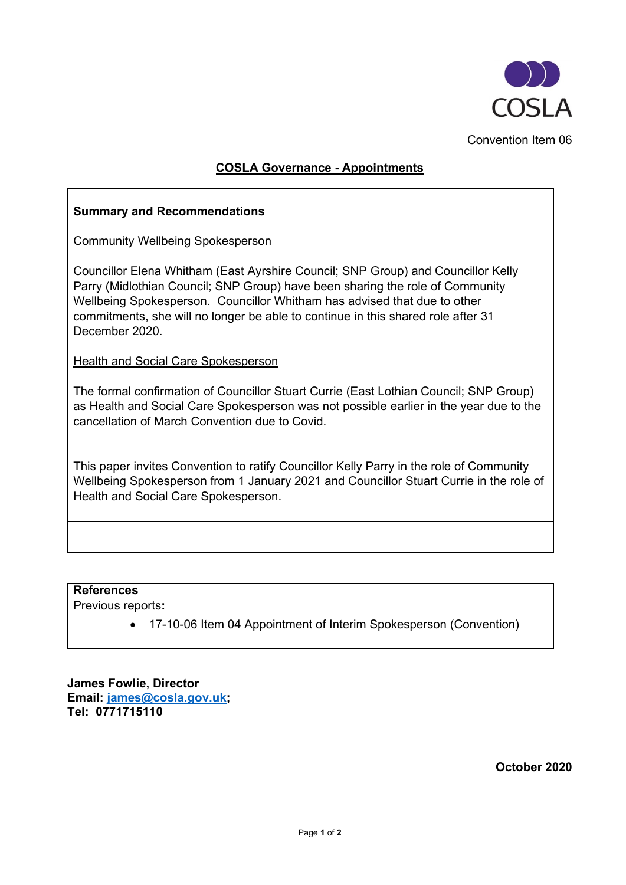COSLA

Convention Item 06

# COSLA Governance - Appointments

## Summary and Recommendations

Community Wellbeing Spokesperson

Councillor Elena Whitham (East Ayrshire Council; SNP Group) and Councillor Kelly Parry (Midlothian Council; SNP Group) have been sharing the role of Community Wellbeing Spokesperson. Councillor Whitham has advised that due to other commitments, she will no longer be able to continue in this shared role after 31 December 2020.

Health and Social Care Spokesperson

The formal confirmation of Councillor Stuart Currie (East Lothian Council; SNP Group) as Health and Social Care Spokesperson was not possible earlier in the year due to the cancellation of March Convention due to Covid.

This paper invites Convention to ratify Councillor Kelly Parry in the role of Community Wellbeing Spokesperson from 1 January 2021 and Councillor Stuart Currie in the role of Health and Social Care Spokesperson.

## References

Previous reports:

- 17-10-06 Item 04 Appointment of Interim Spokesperson (Convention)

**James Fowlie, Director**
**Email: james@cosla.gov.uk;**
**Tel: 0771715110**

**October 2020**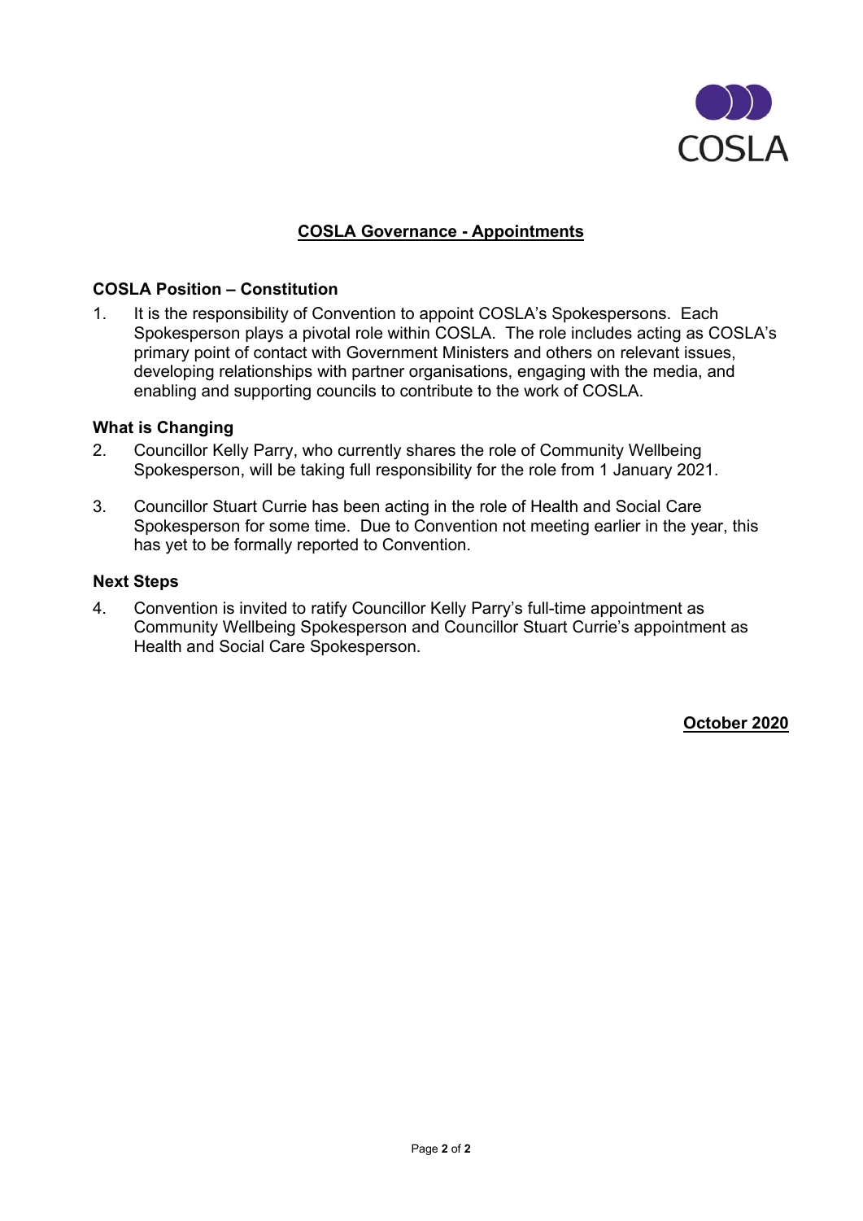COSLA

# COSLA Governance - Appointments

## COSLA Position – Constitution

1. It is the responsibility of Convention to appoint COSLA's Spokespersons. Each Spokesperson plays a pivotal role within COSLA. The role includes acting as COSLA's primary point of contact with Government Ministers and others on relevant issues, developing relationships with partner organisations, engaging with the media, and enabling and supporting councils to contribute to the work of COSLA.

## What is Changing

2. Councillor Kelly Parry, who currently shares the role of Community Wellbeing Spokesperson, will be taking full responsibility for the role from 1 January 2021.

3. Councillor Stuart Currie has been acting in the role of Health and Social Care Spokesperson for some time. Due to Convention not meeting earlier in the year, this has yet to be formally reported to Convention.

## Next Steps

4. Convention is invited to ratify Councillor Kelly Parry's full-time appointment as Community Wellbeing Spokesperson and Councillor Stuart Currie's appointment as Health and Social Care Spokesperson.

**October 2020**